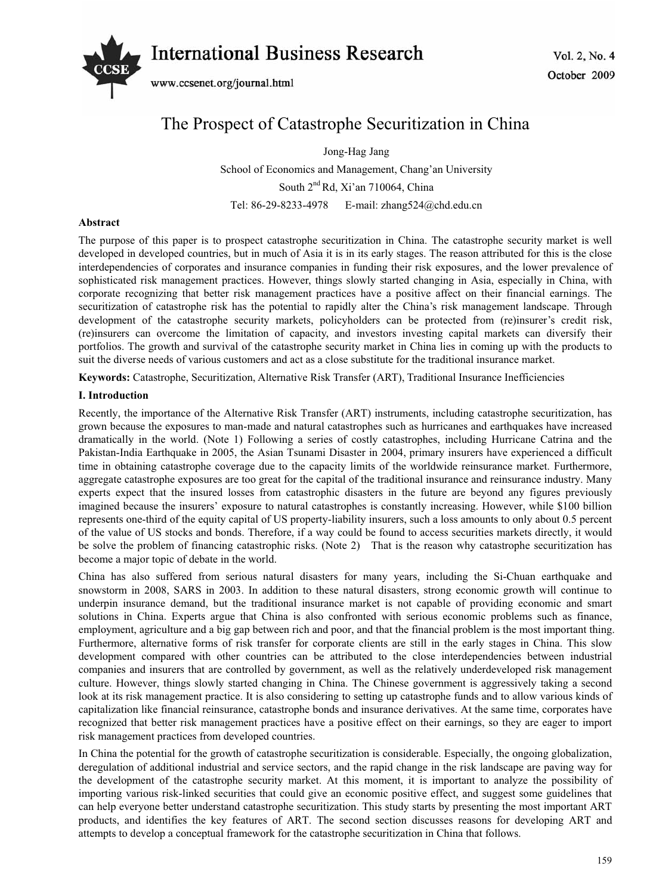# The Prospect of Catastrophe Securitization in China

Jong-Hag Jang

School of Economics and Management, Chang'an University

South 2[nd] Rd, Xi'an 710064, China

Tel: 86-29-8233-4978 E-mail: zhang524@chd.edu.cn

**Abstract**

The purpose of this paper is to prospect catastrophe securitization in China. The catastrophe security market is well developed in developed countries, but in much of Asia it is in its early stages. The reason attributed for this is the close interdependencies of corporates and insurance companies in funding their risk exposures, and the lower prevalence of sophisticated risk management practices. However, things slowly started changing in Asia, especially in China, with corporate recognizing that better risk management practices have a positive affect on their financial earnings. The securitization of catastrophe risk has the potential to rapidly alter the China's risk management landscape. Through development of the catastrophe security markets, policyholders can be protected from (re)insurer's credit risk, (re)insurers can overcome the limitation of capacity, and investors investing capital markets can diversify their portfolios. The growth and survival of the catastrophe security market in China lies in coming up with the products to suit the diverse needs of various customers and act as a close substitute for the traditional insurance market.

**Keywords:** Catastrophe, Securitization, Alternative Risk Transfer (ART), Traditional Insurance Inefficiencies

## I. Introduction

Recently, the importance of the Alternative Risk Transfer (ART) instruments, including catastrophe securitization, has grown because the exposures to man-made and natural catastrophes such as hurricanes and earthquakes have increased dramatically in the world. (Note 1) Following a series of costly catastrophes, including Hurricane Catrina and the Pakistan-India Earthquake in 2005, the Asian Tsunami Disaster in 2004, primary insurers have experienced a difficult time in obtaining catastrophe coverage due to the capacity limits of the worldwide reinsurance market. Furthermore, aggregate catastrophe exposures are too great for the capital of the traditional insurance and reinsurance industry. Many experts expect that the insured losses from catastrophic disasters in the future are beyond any figures previously imagined because the insurers' exposure to natural catastrophes is constantly increasing. However, while \$100 billion represents one-third of the equity capital of US property-liability insurers, such a loss amounts to only about 0.5 percent of the value of US stocks and bonds. Therefore, if a way could be found to access securities markets directly, it would be solve the problem of financing catastrophic risks. (Note 2) That is the reason why catastrophe securitization has become a major topic of debate in the world.

China has also suffered from serious natural disasters for many years, including the Si-Chuan earthquake and snowstorm in 2008, SARS in 2003. In addition to these natural disasters, strong economic growth will continue to underpin insurance demand, but the traditional insurance market is not capable of providing economic and smart solutions in China. Experts argue that China is also confronted with serious economic problems such as finance, employment, agriculture and a big gap between rich and poor, and that the financial problem is the most important thing. Furthermore, alternative forms of risk transfer for corporate clients are still in the early stages in China. This slow development compared with other countries can be attributed to the close interdependencies between industrial companies and insurers that are controlled by government, as well as the relatively underdeveloped risk management culture. However, things slowly started changing in China. The Chinese government is aggressively taking a second look at its risk management practice. It is also considering to setting up catastrophe funds and to allow various kinds of capitalization like financial reinsurance, catastrophe bonds and insurance derivatives. At the same time, corporates have recognized that better risk management practices have a positive effect on their earnings, so they are eager to import risk management practices from developed countries.

In China the potential for the growth of catastrophe securitization is considerable. Especially, the ongoing globalization, deregulation of additional industrial and service sectors, and the rapid change in the risk landscape are paving way for the development of the catastrophe security market. At this moment, it is important to analyze the possibility of importing various risk-linked securities that could give an economic positive effect, and suggest some guidelines that can help everyone better understand catastrophe securitization. This study starts by presenting the most important ART products, and identifies the key features of ART. The second section discusses reasons for developing ART and attempts to develop a conceptual framework for the catastrophe securitization in China that follows.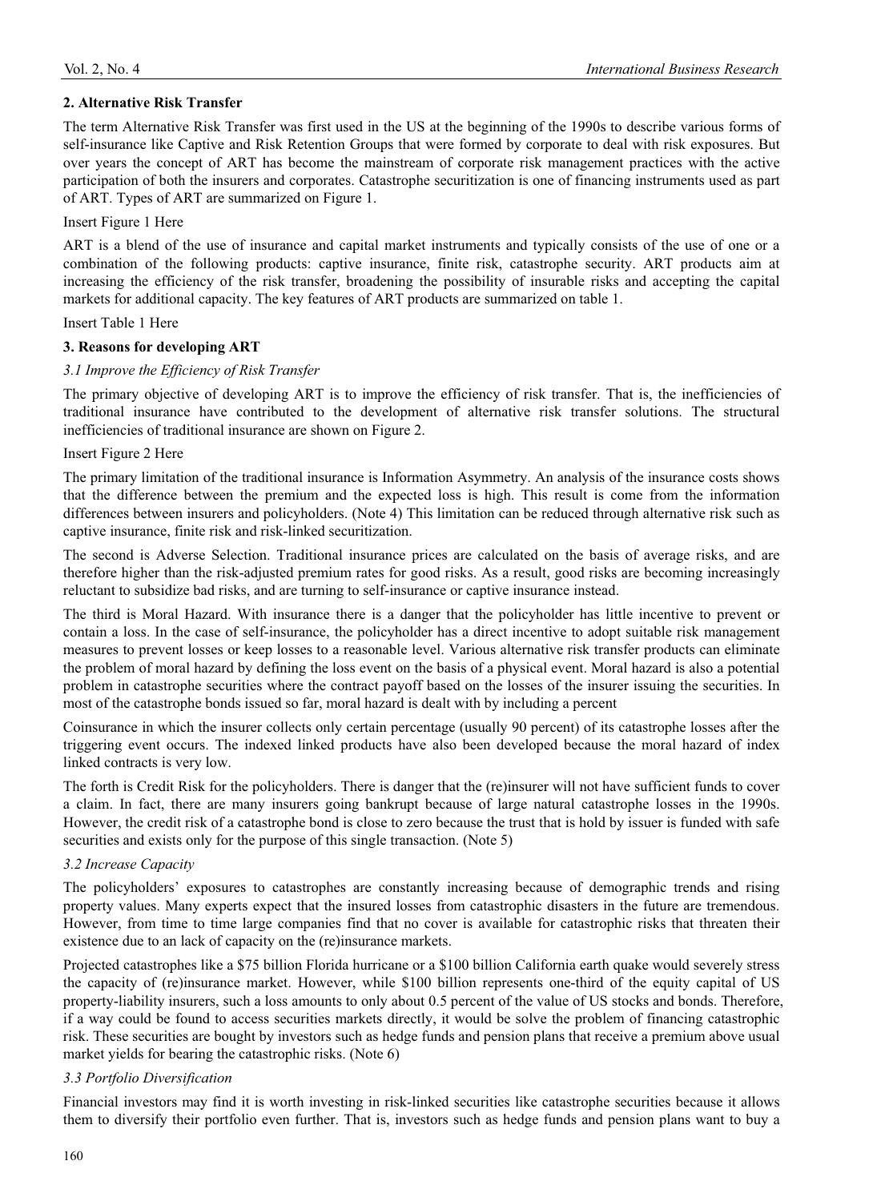## 2. Alternative Risk Transfer

The term Alternative Risk Transfer was first used in the US at the beginning of the 1990s to describe various forms of self-insurance like Captive and Risk Retention Groups that were formed by corporate to deal with risk exposures. But over years the concept of ART has become the mainstream of corporate risk management practices with the active participation of both the insurers and corporates. Catastrophe securitization is one of financing instruments used as part of ART. Types of ART are summarized on Figure 1.

Insert Figure 1 Here

ART is a blend of the use of insurance and capital market instruments and typically consists of the use of one or a combination of the following products: captive insurance, finite risk, catastrophe security. ART products aim at increasing the efficiency of the risk transfer, broadening the possibility of insurable risks and accepting the capital markets for additional capacity. The key features of ART products are summarized on table 1.

Insert Table 1 Here

## 3. Reasons for developing ART

### *3.1 Improve the Efficiency of Risk Transfer*

The primary objective of developing ART is to improve the efficiency of risk transfer. That is, the inefficiencies of traditional insurance have contributed to the development of alternative risk transfer solutions. The structural inefficiencies of traditional insurance are shown on Figure 2.

Insert Figure 2 Here

The primary limitation of the traditional insurance is Information Asymmetry. An analysis of the insurance costs shows that the difference between the premium and the expected loss is high. This result is come from the information differences between insurers and policyholders. (Note 4) This limitation can be reduced through alternative risk such as captive insurance, finite risk and risk-linked securitization.

The second is Adverse Selection. Traditional insurance prices are calculated on the basis of average risks, and are therefore higher than the risk-adjusted premium rates for good risks. As a result, good risks are becoming increasingly reluctant to subsidize bad risks, and are turning to self-insurance or captive insurance instead.

The third is Moral Hazard. With insurance there is a danger that the policyholder has little incentive to prevent or contain a loss. In the case of self-insurance, the policyholder has a direct incentive to adopt suitable risk management measures to prevent losses or keep losses to a reasonable level. Various alternative risk transfer products can eliminate the problem of moral hazard by defining the loss event on the basis of a physical event. Moral hazard is also a potential problem in catastrophe securities where the contract payoff based on the losses of the insurer issuing the securities. In most of the catastrophe bonds issued so far, moral hazard is dealt with by including a percent

Coinsurance in which the insurer collects only certain percentage (usually 90 percent) of its catastrophe losses after the triggering event occurs. The indexed linked products have also been developed because the moral hazard of index linked contracts is very low.

The forth is Credit Risk for the policyholders. There is danger that the (re)insurer will not have sufficient funds to cover a claim. In fact, there are many insurers going bankrupt because of large natural catastrophe losses in the 1990s. However, the credit risk of a catastrophe bond is close to zero because the trust that is hold by issuer is funded with safe securities and exists only for the purpose of this single transaction. (Note 5)

### *3.2 Increase Capacity*

The policyholders' exposures to catastrophes are constantly increasing because of demographic trends and rising property values. Many experts expect that the insured losses from catastrophic disasters in the future are tremendous. However, from time to time large companies find that no cover is available for catastrophic risks that threaten their existence due to an lack of capacity on the (re)insurance markets.

Projected catastrophes like a $75 billion Florida hurricane or a $100 billion California earth quake would severely stress the capacity of (re)insurance market. However, while $100 billion represents one-third of the equity capital of US property-liability insurers, such a loss amounts to only about 0.5 percent of the value of US stocks and bonds. Therefore, if a way could be found to access securities markets directly, it would be solve the problem of financing catastrophic risk. These securities are bought by investors such as hedge funds and pension plans that receive a premium above usual market yields for bearing the catastrophic risks. (Note 6)

### *3.3 Portfolio Diversification*

Financial investors may find it is worth investing in risk-linked securities like catastrophe securities because it allows them to diversify their portfolio even further. That is, investors such as hedge funds and pension plans want to buy a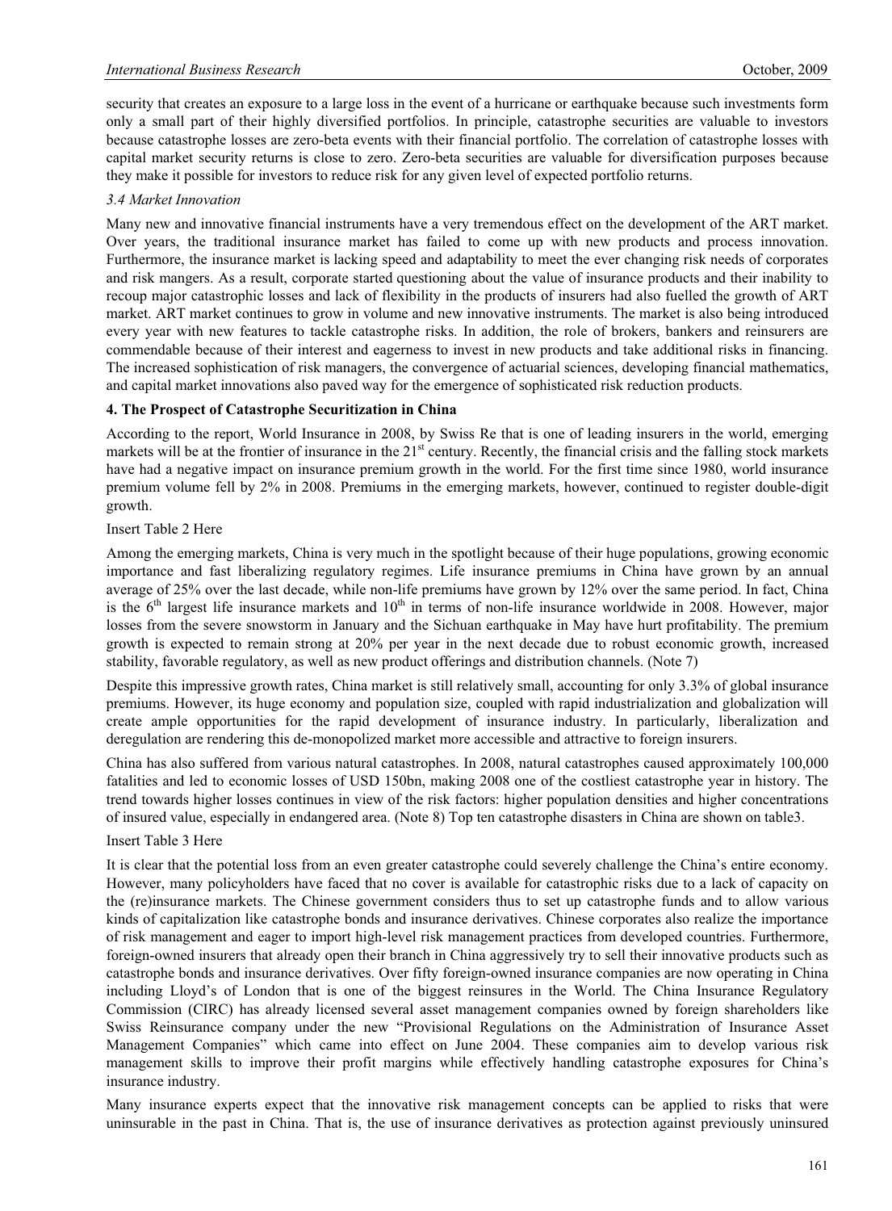security that creates an exposure to a large loss in the event of a hurricane or earthquake because such investments form only a small part of their highly diversified portfolios. In principle, catastrophe securities are valuable to investors because catastrophe losses are zero-beta events with their financial portfolio. The correlation of catastrophe losses with capital market security returns is close to zero. Zero-beta securities are valuable for diversification purposes because they make it possible for investors to reduce risk for any given level of expected portfolio returns.

### *3.4 Market Innovation*

Many new and innovative financial instruments have a very tremendous effect on the development of the ART market. Over years, the traditional insurance market has failed to come up with new products and process innovation. Furthermore, the insurance market is lacking speed and adaptability to meet the ever changing risk needs of corporates and risk mangers. As a result, corporate started questioning about the value of insurance products and their inability to recoup major catastrophic losses and lack of flexibility in the products of insurers had also fuelled the growth of ART market. ART market continues to grow in volume and new innovative instruments. The market is also being introduced every year with new features to tackle catastrophe risks. In addition, the role of brokers, bankers and reinsurers are commendable because of their interest and eagerness to invest in new products and take additional risks in financing. The increased sophistication of risk managers, the convergence of actuarial sciences, developing financial mathematics, and capital market innovations also paved way for the emergence of sophisticated risk reduction products.

## 4. The Prospect of Catastrophe Securitization in China

According to the report, World Insurance in 2008, by Swiss Re that is one of leading insurers in the world, emerging markets will be at the frontier of insurance in the 21st century. Recently, the financial crisis and the falling stock markets have had a negative impact on insurance premium growth in the world. For the first time since 1980, world insurance premium volume fell by 2% in 2008. Premiums in the emerging markets, however, continued to register double-digit growth.

Insert Table 2 Here

Among the emerging markets, China is very much in the spotlight because of their huge populations, growing economic importance and fast liberalizing regulatory regimes. Life insurance premiums in China have grown by an annual average of 25% over the last decade, while non-life premiums have grown by 12% over the same period. In fact, China is the 6th largest life insurance markets and 10th in terms of non-life insurance worldwide in 2008. However, major losses from the severe snowstorm in January and the Sichuan earthquake in May have hurt profitability. The premium growth is expected to remain strong at 20% per year in the next decade due to robust economic growth, increased stability, favorable regulatory, as well as new product offerings and distribution channels. (Note 7)

Despite this impressive growth rates, China market is still relatively small, accounting for only 3.3% of global insurance premiums. However, its huge economy and population size, coupled with rapid industrialization and globalization will create ample opportunities for the rapid development of insurance industry. In particularly, liberalization and deregulation are rendering this de-monopolized market more accessible and attractive to foreign insurers.

China has also suffered from various natural catastrophes. In 2008, natural catastrophes caused approximately 100,000 fatalities and led to economic losses of USD 150bn, making 2008 one of the costliest catastrophe year in history. The trend towards higher losses continues in view of the risk factors: higher population densities and higher concentrations of insured value, especially in endangered area. (Note 8) Top ten catastrophe disasters in China are shown on table3.

Insert Table 3 Here

It is clear that the potential loss from an even greater catastrophe could severely challenge the China's entire economy. However, many policyholders have faced that no cover is available for catastrophic risks due to a lack of capacity on the (re)insurance markets. The Chinese government considers thus to set up catastrophe funds and to allow various kinds of capitalization like catastrophe bonds and insurance derivatives. Chinese corporates also realize the importance of risk management and eager to import high-level risk management practices from developed countries. Furthermore, foreign-owned insurers that already open their branch in China aggressively try to sell their innovative products such as catastrophe bonds and insurance derivatives. Over fifty foreign-owned insurance companies are now operating in China including Lloyd's of London that is one of the biggest reinsures in the World. The China Insurance Regulatory Commission (CIRC) has already licensed several asset management companies owned by foreign shareholders like Swiss Reinsurance company under the new "Provisional Regulations on the Administration of Insurance Asset Management Companies" which came into effect on June 2004. These companies aim to develop various risk management skills to improve their profit margins while effectively handling catastrophe exposures for China's insurance industry.

Many insurance experts expect that the innovative risk management concepts can be applied to risks that were uninsurable in the past in China. That is, the use of insurance derivatives as protection against previously uninsured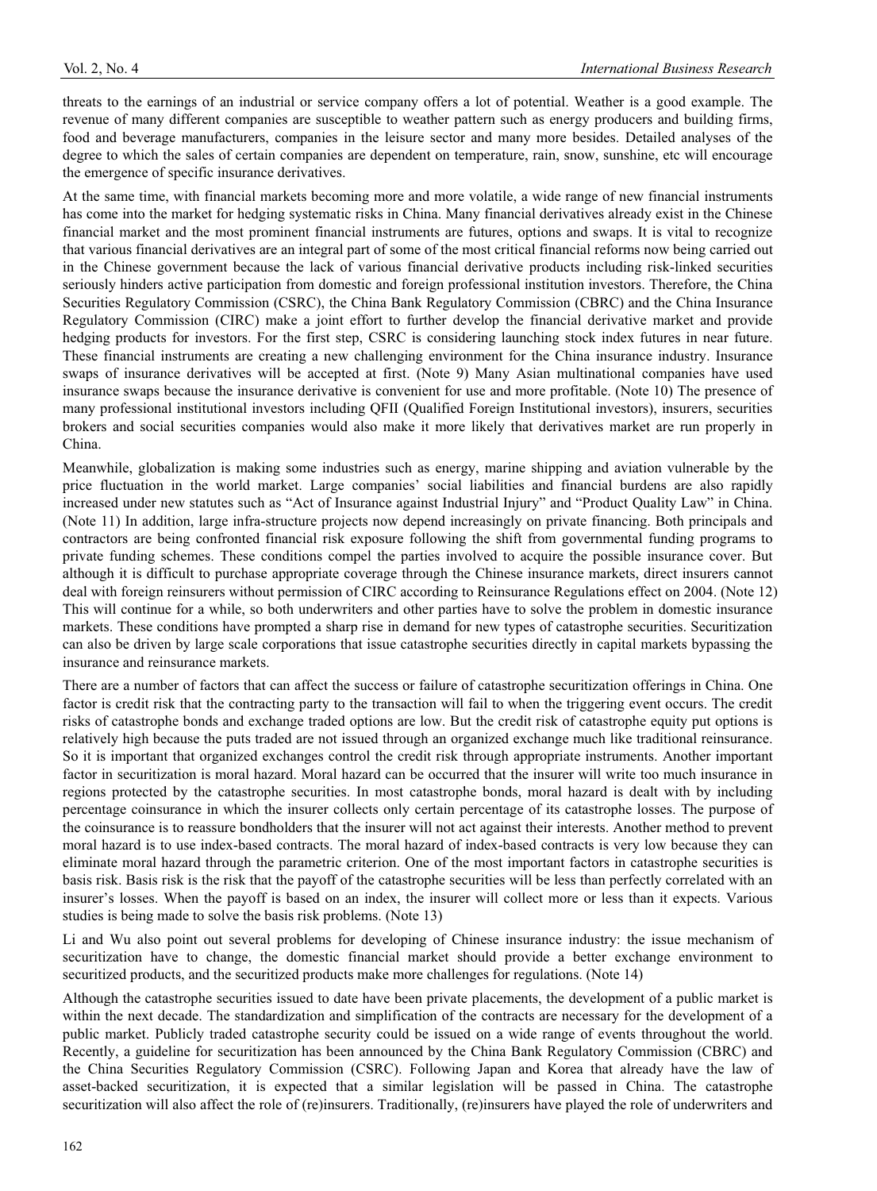threats to the earnings of an industrial or service company offers a lot of potential. Weather is a good example. The revenue of many different companies are susceptible to weather pattern such as energy producers and building firms, food and beverage manufacturers, companies in the leisure sector and many more besides. Detailed analyses of the degree to which the sales of certain companies are dependent on temperature, rain, snow, sunshine, etc will encourage the emergence of specific insurance derivatives.

At the same time, with financial markets becoming more and more volatile, a wide range of new financial instruments has come into the market for hedging systematic risks in China. Many financial derivatives already exist in the Chinese financial market and the most prominent financial instruments are futures, options and swaps. It is vital to recognize that various financial derivatives are an integral part of some of the most critical financial reforms now being carried out in the Chinese government because the lack of various financial derivative products including risk-linked securities seriously hinders active participation from domestic and foreign professional institution investors. Therefore, the China Securities Regulatory Commission (CSRC), the China Bank Regulatory Commission (CBRC) and the China Insurance Regulatory Commission (CIRC) make a joint effort to further develop the financial derivative market and provide hedging products for investors. For the first step, CSRC is considering launching stock index futures in near future. These financial instruments are creating a new challenging environment for the China insurance industry. Insurance swaps of insurance derivatives will be accepted at first. (Note 9) Many Asian multinational companies have used insurance swaps because the insurance derivative is convenient for use and more profitable. (Note 10) The presence of many professional institutional investors including QFII (Qualified Foreign Institutional investors), insurers, securities brokers and social securities companies would also make it more likely that derivatives market are run properly in China.

Meanwhile, globalization is making some industries such as energy, marine shipping and aviation vulnerable by the price fluctuation in the world market. Large companies' social liabilities and financial burdens are also rapidly increased under new statutes such as "Act of Insurance against Industrial Injury" and "Product Quality Law" in China. (Note 11) In addition, large infra-structure projects now depend increasingly on private financing. Both principals and contractors are being confronted financial risk exposure following the shift from governmental funding programs to private funding schemes. These conditions compel the parties involved to acquire the possible insurance cover. But although it is difficult to purchase appropriate coverage through the Chinese insurance markets, direct insurers cannot deal with foreign reinsurers without permission of CIRC according to Reinsurance Regulations effect on 2004. (Note 12) This will continue for a while, so both underwriters and other parties have to solve the problem in domestic insurance markets. These conditions have prompted a sharp rise in demand for new types of catastrophe securities. Securitization can also be driven by large scale corporations that issue catastrophe securities directly in capital markets bypassing the insurance and reinsurance markets.

There are a number of factors that can affect the success or failure of catastrophe securitization offerings in China. One factor is credit risk that the contracting party to the transaction will fail to when the triggering event occurs. The credit risks of catastrophe bonds and exchange traded options are low. But the credit risk of catastrophe equity put options is relatively high because the puts traded are not issued through an organized exchange much like traditional reinsurance. So it is important that organized exchanges control the credit risk through appropriate instruments. Another important factor in securitization is moral hazard. Moral hazard can be occurred that the insurer will write too much insurance in regions protected by the catastrophe securities. In most catastrophe bonds, moral hazard is dealt with by including percentage coinsurance in which the insurer collects only certain percentage of its catastrophe losses. The purpose of the coinsurance is to reassure bondholders that the insurer will not act against their interests. Another method to prevent moral hazard is to use index-based contracts. The moral hazard of index-based contracts is very low because they can eliminate moral hazard through the parametric criterion. One of the most important factors in catastrophe securities is basis risk. Basis risk is the risk that the payoff of the catastrophe securities will be less than perfectly correlated with an insurer's losses. When the payoff is based on an index, the insurer will collect more or less than it expects. Various studies is being made to solve the basis risk problems. (Note 13)

Li and Wu also point out several problems for developing of Chinese insurance industry: the issue mechanism of securitization have to change, the domestic financial market should provide a better exchange environment to securitized products, and the securitized products make more challenges for regulations. (Note 14)

Although the catastrophe securities issued to date have been private placements, the development of a public market is within the next decade. The standardization and simplification of the contracts are necessary for the development of a public market. Publicly traded catastrophe security could be issued on a wide range of events throughout the world. Recently, a guideline for securitization has been announced by the China Bank Regulatory Commission (CBRC) and the China Securities Regulatory Commission (CSRC). Following Japan and Korea that already have the law of asset-backed securitization, it is expected that a similar legislation will be passed in China. The catastrophe securitization will also affect the role of (re)insurers. Traditionally, (re)insurers have played the role of underwriters and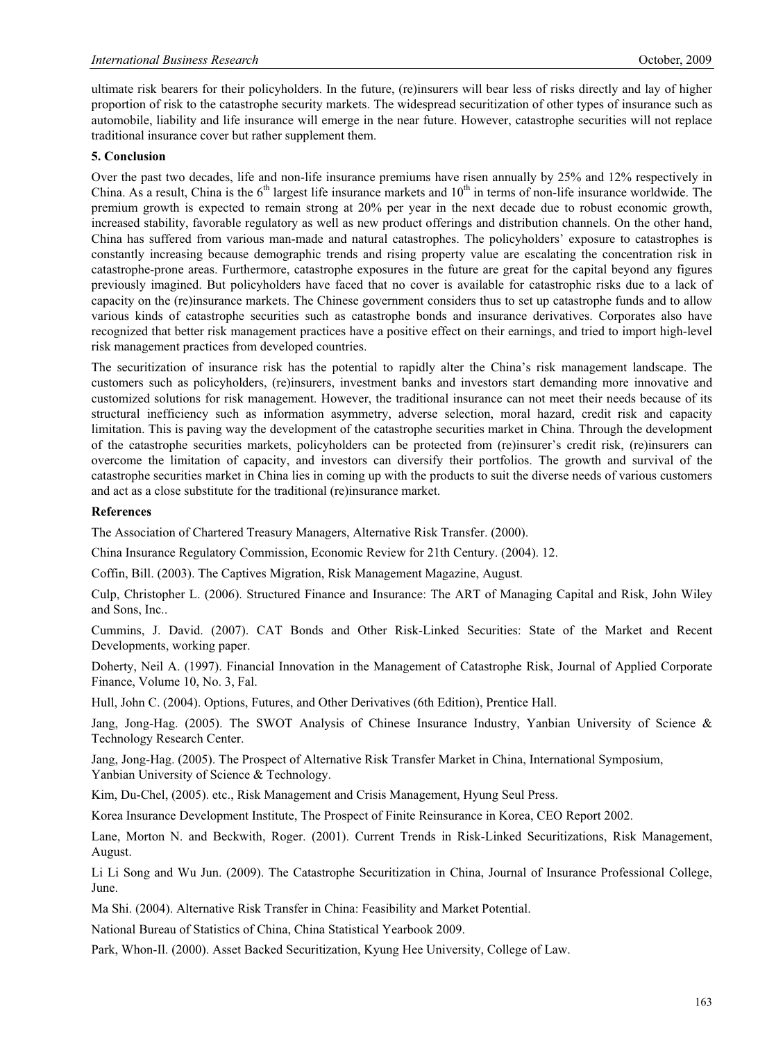ultimate risk bearers for their policyholders. In the future, (re)insurers will bear less of risks directly and lay of higher proportion of risk to the catastrophe security markets. The widespread securitization of other types of insurance such as automobile, liability and life insurance will emerge in the near future. However, catastrophe securities will not replace traditional insurance cover but rather supplement them.

## 5. Conclusion

Over the past two decades, life and non-life insurance premiums have risen annually by 25% and 12% respectively in China. As a result, China is the 6th largest life insurance markets and 10th in terms of non-life insurance worldwide. The premium growth is expected to remain strong at 20% per year in the next decade due to robust economic growth, increased stability, favorable regulatory as well as new product offerings and distribution channels. On the other hand, China has suffered from various man-made and natural catastrophes. The policyholders' exposure to catastrophes is constantly increasing because demographic trends and rising property value are escalating the concentration risk in catastrophe-prone areas. Furthermore, catastrophe exposures in the future are great for the capital beyond any figures previously imagined. But policyholders have faced that no cover is available for catastrophic risks due to a lack of capacity on the (re)insurance markets. The Chinese government considers thus to set up catastrophe funds and to allow various kinds of catastrophe securities such as catastrophe bonds and insurance derivatives. Corporates also have recognized that better risk management practices have a positive effect on their earnings, and tried to import high-level risk management practices from developed countries.

The securitization of insurance risk has the potential to rapidly alter the China's risk management landscape. The customers such as policyholders, (re)insurers, investment banks and investors start demanding more innovative and customized solutions for risk management. However, the traditional insurance can not meet their needs because of its structural inefficiency such as information asymmetry, adverse selection, moral hazard, credit risk and capacity limitation. This is paving way the development of the catastrophe securities market in China. Through the development of the catastrophe securities markets, policyholders can be protected from (re)insurer's credit risk, (re)insurers can overcome the limitation of capacity, and investors can diversify their portfolios. The growth and survival of the catastrophe securities market in China lies in coming up with the products to suit the diverse needs of various customers and act as a close substitute for the traditional (re)insurance market.

## References

The Association of Chartered Treasury Managers, Alternative Risk Transfer. (2000).

China Insurance Regulatory Commission, Economic Review for 21th Century. (2004). 12.

Coffin, Bill. (2003). The Captives Migration, Risk Management Magazine, August.

Culp, Christopher L. (2006). Structured Finance and Insurance: The ART of Managing Capital and Risk, John Wiley and Sons, Inc..

Cummins, J. David. (2007). CAT Bonds and Other Risk-Linked Securities: State of the Market and Recent Developments, working paper.

Doherty, Neil A. (1997). Financial Innovation in the Management of Catastrophe Risk, Journal of Applied Corporate Finance, Volume 10, No. 3, Fal.

Hull, John C. (2004). Options, Futures, and Other Derivatives (6th Edition), Prentice Hall.

Jang, Jong-Hag. (2005). The SWOT Analysis of Chinese Insurance Industry, Yanbian University of Science & Technology Research Center.

Jang, Jong-Hag. (2005). The Prospect of Alternative Risk Transfer Market in China, International Symposium, Yanbian University of Science & Technology.

Kim, Du-Chel, (2005). etc., Risk Management and Crisis Management, Hyung Seul Press.

Korea Insurance Development Institute, The Prospect of Finite Reinsurance in Korea, CEO Report 2002.

Lane, Morton N. and Beckwith, Roger. (2001). Current Trends in Risk-Linked Securitizations, Risk Management, August.

Li Li Song and Wu Jun. (2009). The Catastrophe Securitization in China, Journal of Insurance Professional College, June.

Ma Shi. (2004). Alternative Risk Transfer in China: Feasibility and Market Potential.

National Bureau of Statistics of China, China Statistical Yearbook 2009.

Park, Whon-Il. (2000). Asset Backed Securitization, Kyung Hee University, College of Law.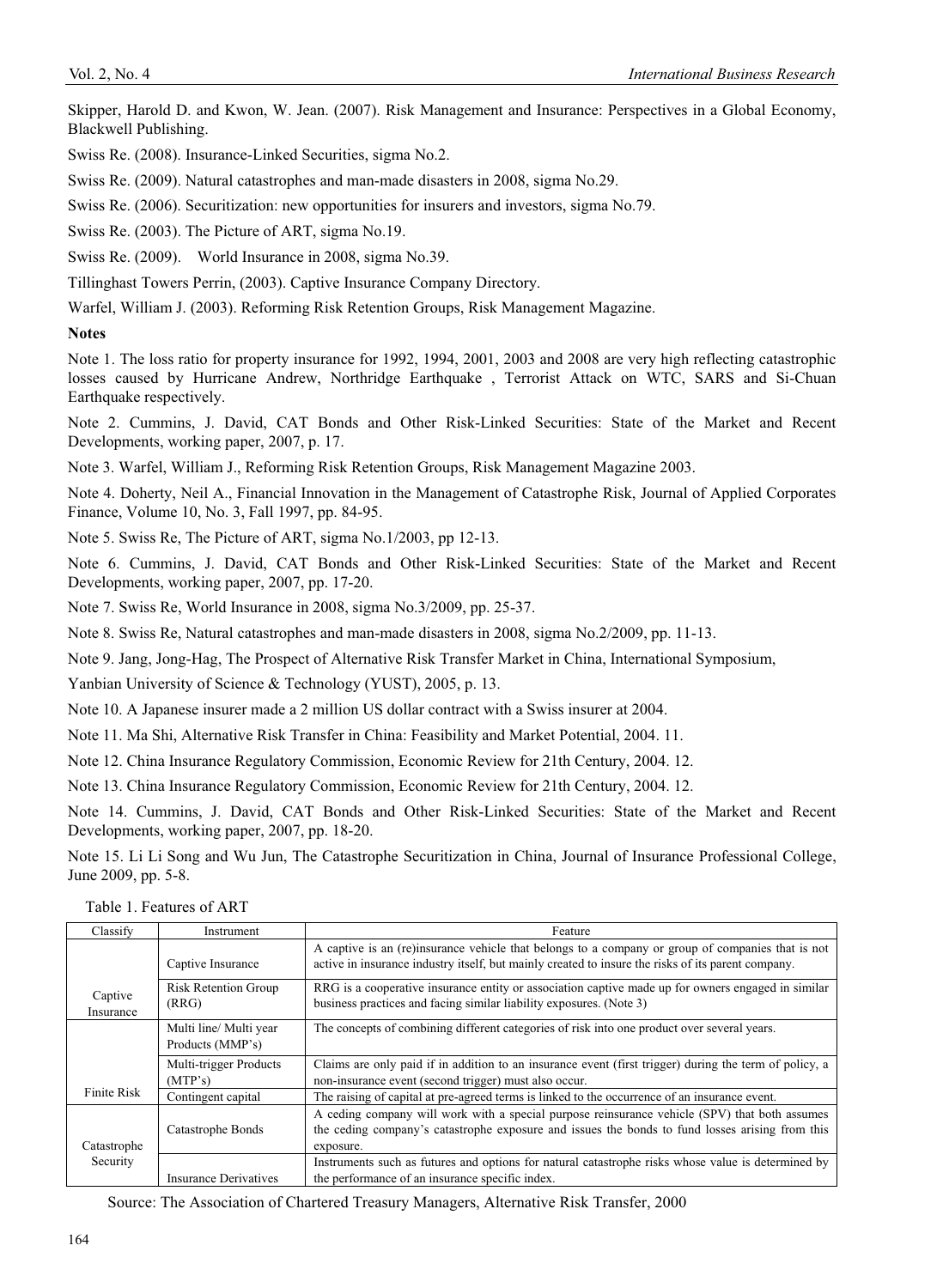Skipper, Harold D. and Kwon, W. Jean. (2007). Risk Management and Insurance: Perspectives in a Global Economy, Blackwell Publishing.

Swiss Re. (2008). Insurance-Linked Securities, sigma No.2.

Swiss Re. (2009). Natural catastrophes and man-made disasters in 2008, sigma No.29.

Swiss Re. (2006). Securitization: new opportunities for insurers and investors, sigma No.79.

Swiss Re. (2003). The Picture of ART, sigma No.19.

Swiss Re. (2009). World Insurance in 2008, sigma No.39.

Tillinghast Towers Perrin, (2003). Captive Insurance Company Directory.

Warfel, William J. (2003). Reforming Risk Retention Groups, Risk Management Magazine.

**Notes**

Note 1. The loss ratio for property insurance for 1992, 1994, 2001, 2003 and 2008 are very high reflecting catastrophic losses caused by Hurricane Andrew, Northridge Earthquake , Terrorist Attack on WTC, SARS and Si-Chuan Earthquake respectively.

Note 2. Cummins, J. David, CAT Bonds and Other Risk-Linked Securities: State of the Market and Recent Developments, working paper, 2007, p. 17.

Note 3. Warfel, William J., Reforming Risk Retention Groups, Risk Management Magazine 2003.

Note 4. Doherty, Neil A., Financial Innovation in the Management of Catastrophe Risk, Journal of Applied Corporates Finance, Volume 10, No. 3, Fall 1997, pp. 84-95.

Note 5. Swiss Re, The Picture of ART, sigma No.1/2003, pp 12-13.

Note 6. Cummins, J. David, CAT Bonds and Other Risk-Linked Securities: State of the Market and Recent Developments, working paper, 2007, pp. 17-20.

Note 7. Swiss Re, World Insurance in 2008, sigma No.3/2009, pp. 25-37.

Note 8. Swiss Re, Natural catastrophes and man-made disasters in 2008, sigma No.2/2009, pp. 11-13.

Note 9. Jang, Jong-Hag, The Prospect of Alternative Risk Transfer Market in China, International Symposium, Yanbian University of Science & Technology (YUST), 2005, p. 13.

Note 10. A Japanese insurer made a 2 million US dollar contract with a Swiss insurer at 2004.

Note 11. Ma Shi, Alternative Risk Transfer in China: Feasibility and Market Potential, 2004. 11.

Note 12. China Insurance Regulatory Commission, Economic Review for 21th Century, 2004. 12.

Note 13. China Insurance Regulatory Commission, Economic Review for 21th Century, 2004. 12.

Note 14. Cummins, J. David, CAT Bonds and Other Risk-Linked Securities: State of the Market and Recent Developments, working paper, 2007, pp. 18-20.

Note 15. Li Li Song and Wu Jun, The Catastrophe Securitization in China, Journal of Insurance Professional College, June 2009, pp. 5-8.

Table 1. Features of ART

| Classify | Instrument | Feature |
|---|---|---|
| Captive Insurance | Captive Insurance | A captive is an (re)insurance vehicle that belongs to a company or group of companies that is not active in insurance industry itself, but mainly created to insure the risks of its parent company. |
| | Risk Retention Group (RRG) | RRG is a cooperative insurance entity or association captive made up for owners engaged in similar business practices and facing similar liability exposures. (Note 3) |
| Finite Risk | Multi line/ Multi year Products (MMP's) | The concepts of combining different categories of risk into one product over several years. |
| | Multi-trigger Products (MTP's) | Claims are only paid if in addition to an insurance event (first trigger) during the term of policy, a non-insurance event (second trigger) must also occur. |
| | Contingent capital | The raising of capital at pre-agreed terms is linked to the occurrence of an insurance event. |
| Catastrophe Security | Catastrophe Bonds | A ceding company will work with a special purpose reinsurance vehicle (SPV) that both assumes the ceding company's catastrophe exposure and issues the bonds to fund losses arising from this exposure. |
| | Insurance Derivatives | Instruments such as futures and options for natural catastrophe risks whose value is determined by the performance of an insurance specific index. |

Source: The Association of Chartered Treasury Managers, Alternative Risk Transfer, 2000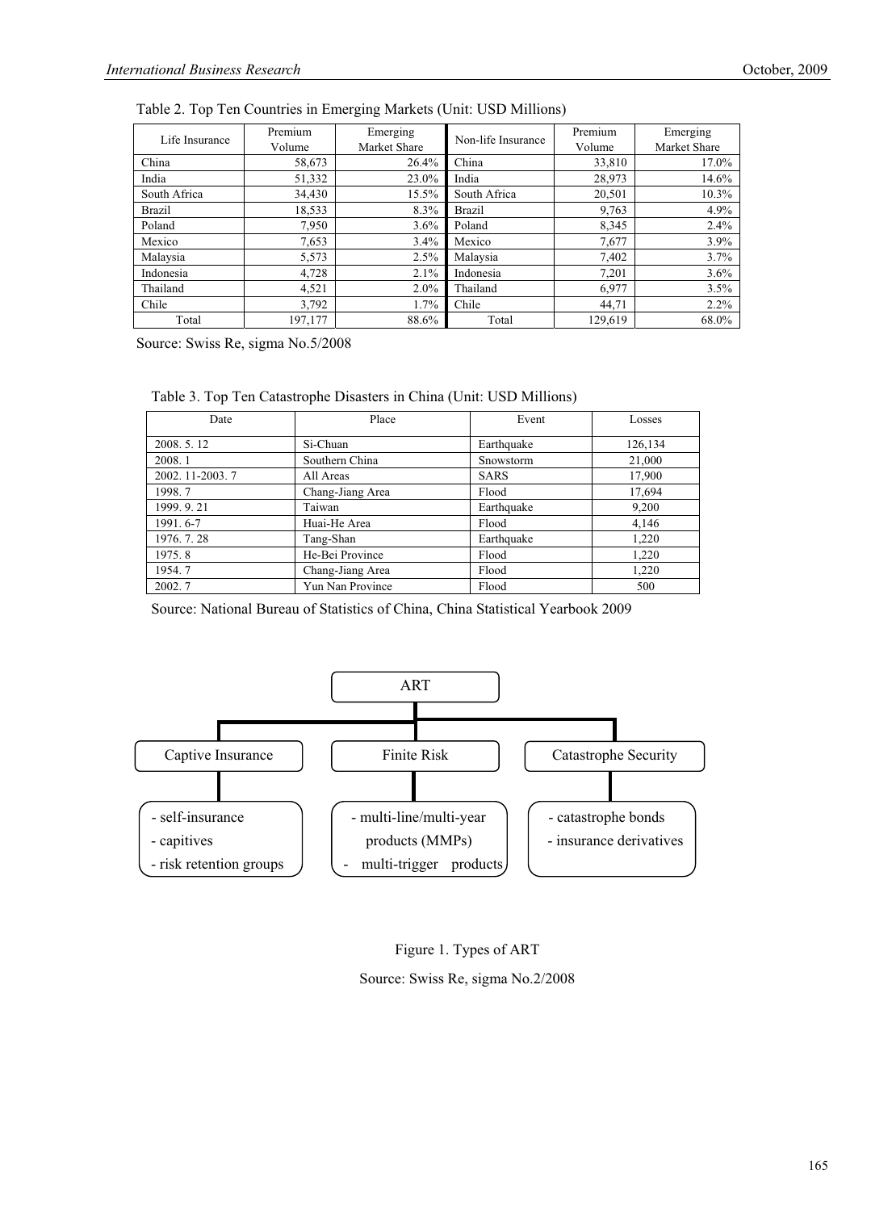Table 2. Top Ten Countries in Emerging Markets (Unit: USD Millions)

| Life Insurance | Premium Volume | Emerging Market Share | Non-life Insurance | Premium Volume | Emerging Market Share |
|---|---|---|---|---|---|
| China | 58,673 | 26.4% | China | 33,810 | 17.0% |
| India | 51,332 | 23.0% | India | 28,973 | 14.6% |
| South Africa | 34,430 | 15.5% | South Africa | 20,501 | 10.3% |
| Brazil | 18,533 | 8.3% | Brazil | 9,763 | 4.9% |
| Poland | 7,950 | 3.6% | Poland | 8,345 | 2.4% |
| Mexico | 7,653 | 3.4% | Mexico | 7,677 | 3.9% |
| Malaysia | 5,573 | 2.5% | Malaysia | 7,402 | 3.7% |
| Indonesia | 4,728 | 2.1% | Indonesia | 7,201 | 3.6% |
| Thailand | 4,521 | 2.0% | Thailand | 6,977 | 3.5% |
| Chile | 3,792 | 1.7% | Chile | 44,71 | 2.2% |
| Total | 197,177 | 88.6% | Total | 129,619 | 68.0% |

Source: Swiss Re, sigma No.5/2008

Table 3. Top Ten Catastrophe Disasters in China (Unit: USD Millions)

| Date | Place | Event | Losses |
|---|---|---|---|
| 2008. 5. 12 | Si-Chuan | Earthquake | 126,134 |
| 2008. 1 | Southern China | Snowstorm | 21,000 |
| 2002. 11-2003. 7 | All Areas | SARS | 17,900 |
| 1998. 7 | Chang-Jiang Area | Flood | 17,694 |
| 1999. 9. 21 | Taiwan | Earthquake | 9,200 |
| 1991. 6-7 | Huai-He Area | Flood | 4,146 |
| 1976. 7. 28 | Tang-Shan | Earthquake | 1,220 |
| 1975. 8 | He-Bei Province | Flood | 1,220 |
| 1954. 7 | Chang-Jiang Area | Flood | 1,220 |
| 2002. 7 | Yun Nan Province | Flood | 500 |

Source: National Bureau of Statistics of China, China Statistical Yearbook 2009

ART

- Captive Insurance
  - self-insurance
  - capitives
  - risk retention groups
- Finite Risk
  - multi-line/multi-year products (MMPs)
  - multi-trigger products
- Catastrophe Security
  - catastrophe bonds
  - insurance derivatives

Figure 1. Types of ART

Source: Swiss Re, sigma No.2/2008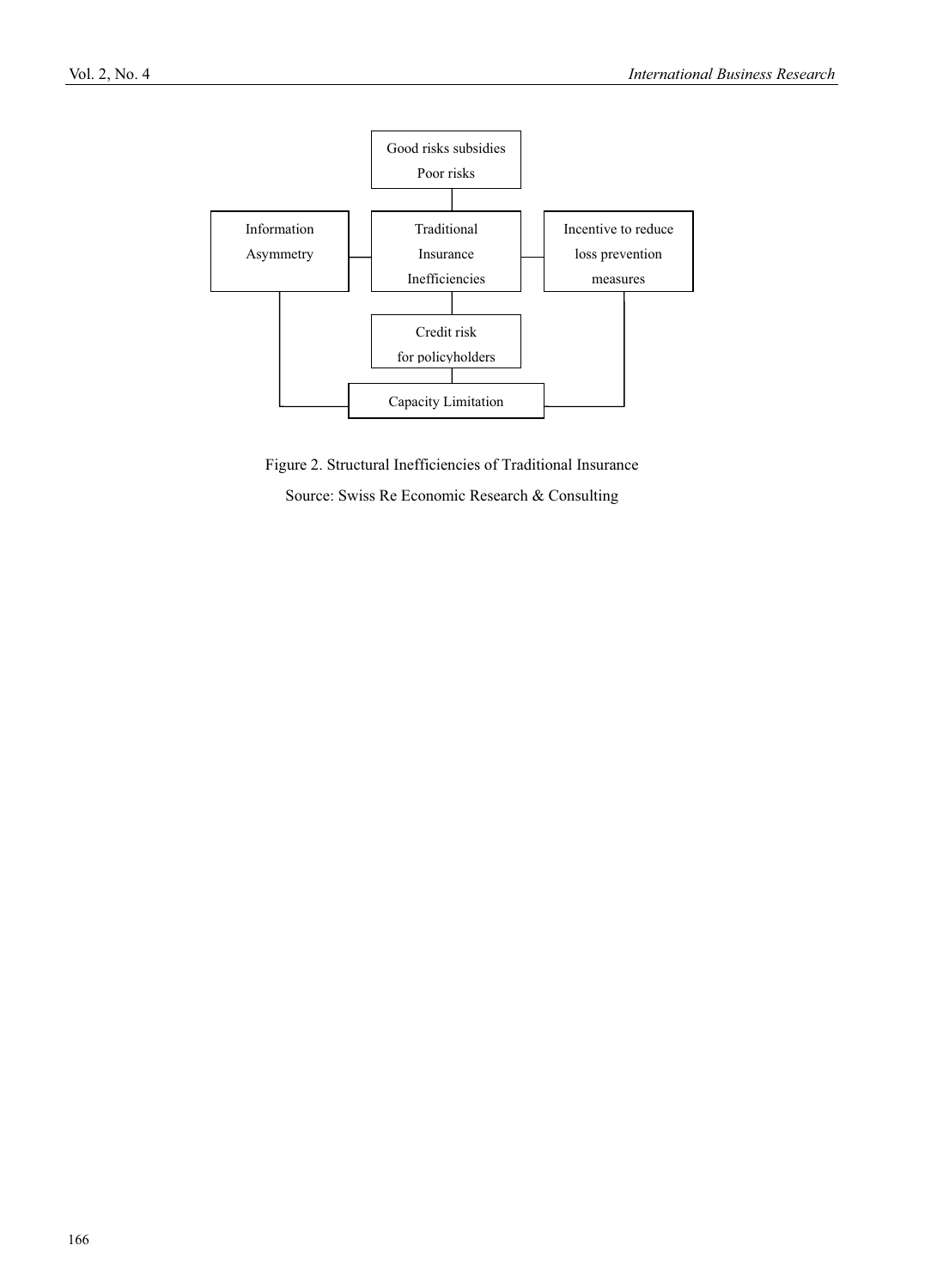Good risks subsidies
Poor risks

Information
Asymmetry

Traditional
Insurance
Inefficiencies

Incentive to reduce
loss prevention
measures

Credit risk
for policyholders

Capacity Limitation

Figure 2. Structural Inefficiencies of Traditional Insurance

Source: Swiss Re Economic Research & Consulting